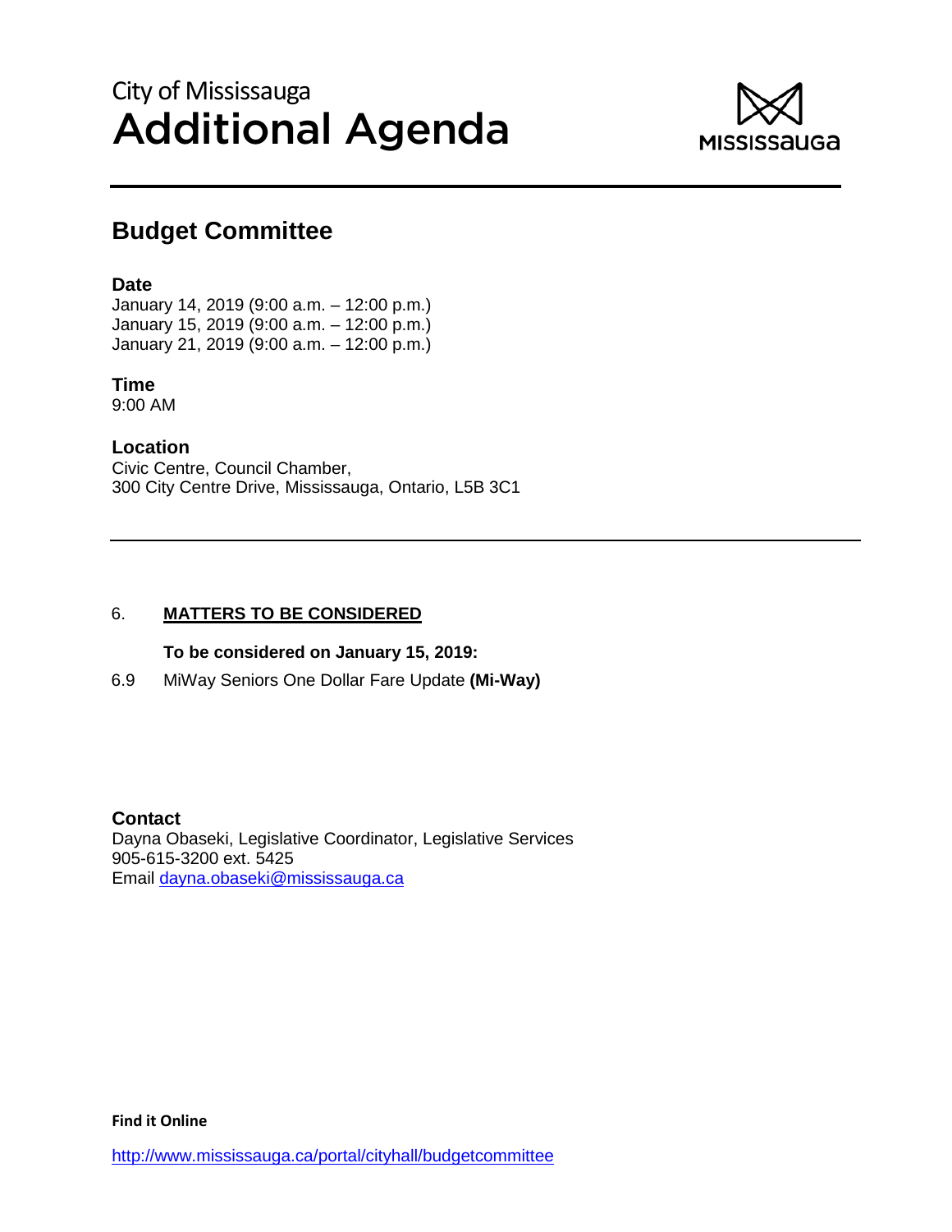City of Mississauga

# Additional Agenda

## Budget Committee

**Date**

January 14, 2019 (9:00 a.m. – 12:00 p.m.)
January 15, 2019 (9:00 a.m. – 12:00 p.m.)
January 21, 2019 (9:00 a.m. – 12:00 p.m.)

**Time**

9:00 AM

**Location**

Civic Centre, Council Chamber,
300 City Centre Drive, Mississauga, Ontario, L5B 3C1

---

6. **MATTERS TO BE CONSIDERED**

**To be considered on January 15, 2019:**

6.9 MiWay Seniors One Dollar Fare Update **(Mi-Way)**

**Contact**

Dayna Obaseki, Legislative Coordinator, Legislative Services
905-615-3200 ext. 5425
Email dayna.obaseki@mississauga.ca

**Find it Online**

http://www.mississauga.ca/portal/cityhall/budgetcommittee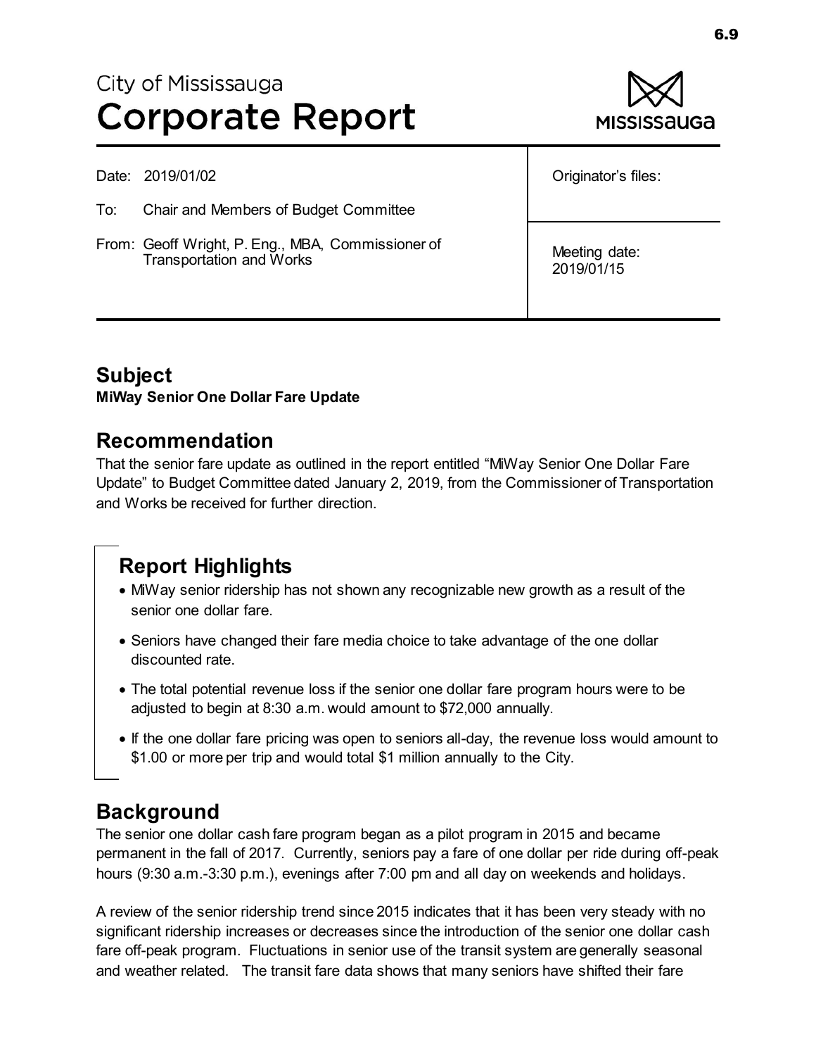City of Mississauga

# Corporate Report

| Date: 2019/01/02 | Originator's files: |
| --- | --- |
| To: Chair and Members of Budget Committee | |
| From: Geoff Wright, P. Eng., MBA, Commissioner of Transportation and Works | Meeting date: 2019/01/15 |

## Subject

**MiWay Senior One Dollar Fare Update**

## Recommendation

That the senior fare update as outlined in the report entitled "MiWay Senior One Dollar Fare Update" to Budget Committee dated January 2, 2019, from the Commissioner of Transportation and Works be received for further direction.

## Report Highlights

- MiWay senior ridership has not shown any recognizable new growth as a result of the senior one dollar fare.
- Seniors have changed their fare media choice to take advantage of the one dollar discounted rate.
- The total potential revenue loss if the senior one dollar fare program hours were to be adjusted to begin at 8:30 a.m. would amount to $72,000 annually.
- If the one dollar fare pricing was open to seniors all-day, the revenue loss would amount to $1.00 or more per trip and would total $1 million annually to the City.

## Background

The senior one dollar cash fare program began as a pilot program in 2015 and became permanent in the fall of 2017. Currently, seniors pay a fare of one dollar per ride during off-peak hours (9:30 a.m.-3:30 p.m.), evenings after 7:00 pm and all day on weekends and holidays.

A review of the senior ridership trend since 2015 indicates that it has been very steady with no significant ridership increases or decreases since the introduction of the senior one dollar cash fare off-peak program. Fluctuations in senior use of the transit system are generally seasonal and weather related. The transit fare data shows that many seniors have shifted their fare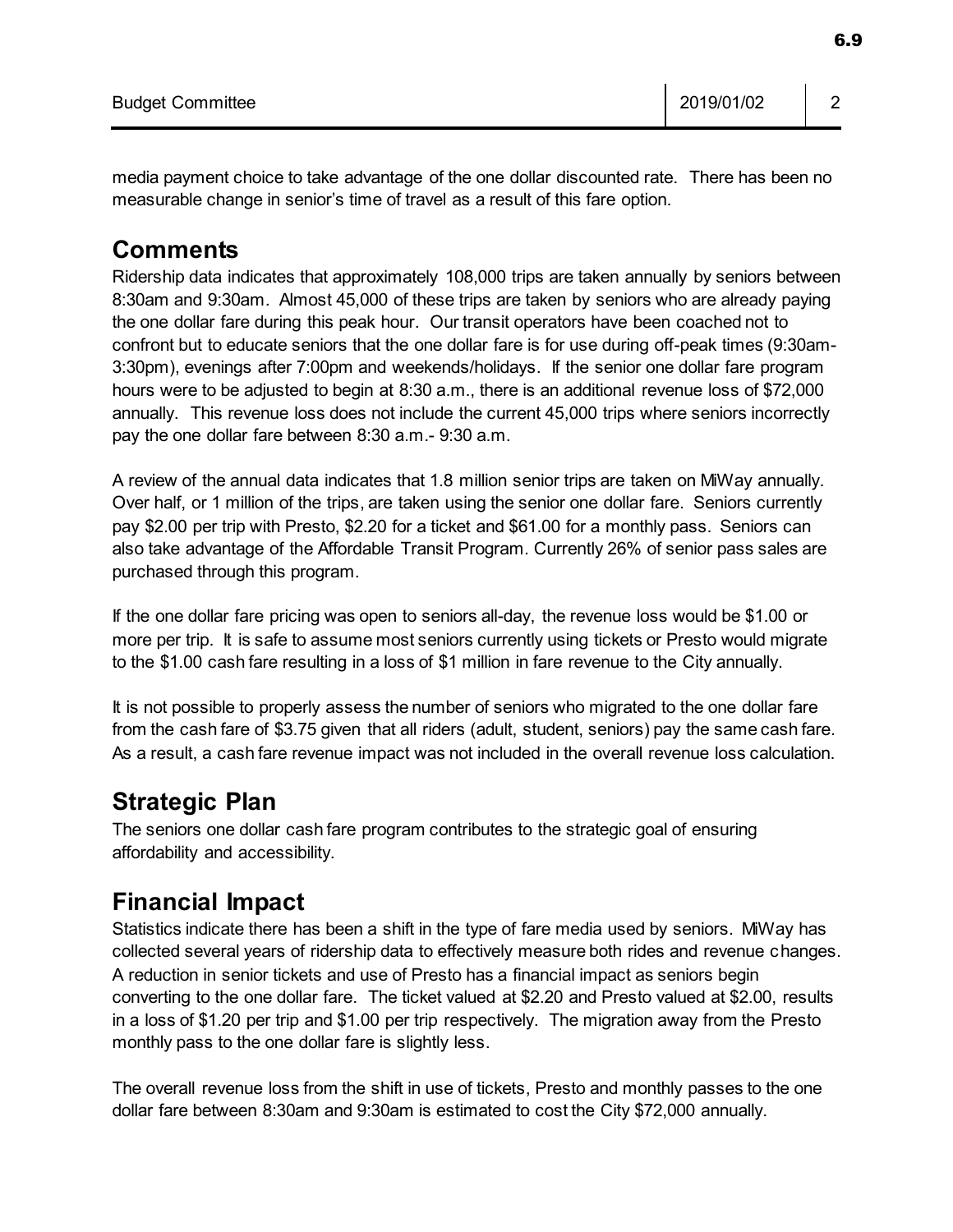media payment choice to take advantage of the one dollar discounted rate. There has been no measurable change in senior's time of travel as a result of this fare option.

## Comments

Ridership data indicates that approximately 108,000 trips are taken annually by seniors between 8:30am and 9:30am. Almost 45,000 of these trips are taken by seniors who are already paying the one dollar fare during this peak hour. Our transit operators have been coached not to confront but to educate seniors that the one dollar fare is for use during off-peak times (9:30am-3:30pm), evenings after 7:00pm and weekends/holidays. If the senior one dollar fare program hours were to be adjusted to begin at 8:30 a.m., there is an additional revenue loss of $72,000 annually. This revenue loss does not include the current 45,000 trips where seniors incorrectly pay the one dollar fare between 8:30 a.m.- 9:30 a.m.

A review of the annual data indicates that 1.8 million senior trips are taken on MiWay annually. Over half, or 1 million of the trips, are taken using the senior one dollar fare. Seniors currently pay $2.00 per trip with Presto, $2.20 for a ticket and $61.00 for a monthly pass. Seniors can also take advantage of the Affordable Transit Program. Currently 26% of senior pass sales are purchased through this program.

If the one dollar fare pricing was open to seniors all-day, the revenue loss would be $1.00 or more per trip. It is safe to assume most seniors currently using tickets or Presto would migrate to the $1.00 cash fare resulting in a loss of $1 million in fare revenue to the City annually.

It is not possible to properly assess the number of seniors who migrated to the one dollar fare from the cash fare of $3.75 given that all riders (adult, student, seniors) pay the same cash fare. As a result, a cash fare revenue impact was not included in the overall revenue loss calculation.

## Strategic Plan

The seniors one dollar cash fare program contributes to the strategic goal of ensuring affordability and accessibility.

## Financial Impact

Statistics indicate there has been a shift in the type of fare media used by seniors. MiWay has collected several years of ridership data to effectively measure both rides and revenue changes. A reduction in senior tickets and use of Presto has a financial impact as seniors begin converting to the one dollar fare. The ticket valued at $2.20 and Presto valued at $2.00, results in a loss of $1.20 per trip and $1.00 per trip respectively. The migration away from the Presto monthly pass to the one dollar fare is slightly less.

The overall revenue loss from the shift in use of tickets, Presto and monthly passes to the one dollar fare between 8:30am and 9:30am is estimated to cost the City $72,000 annually.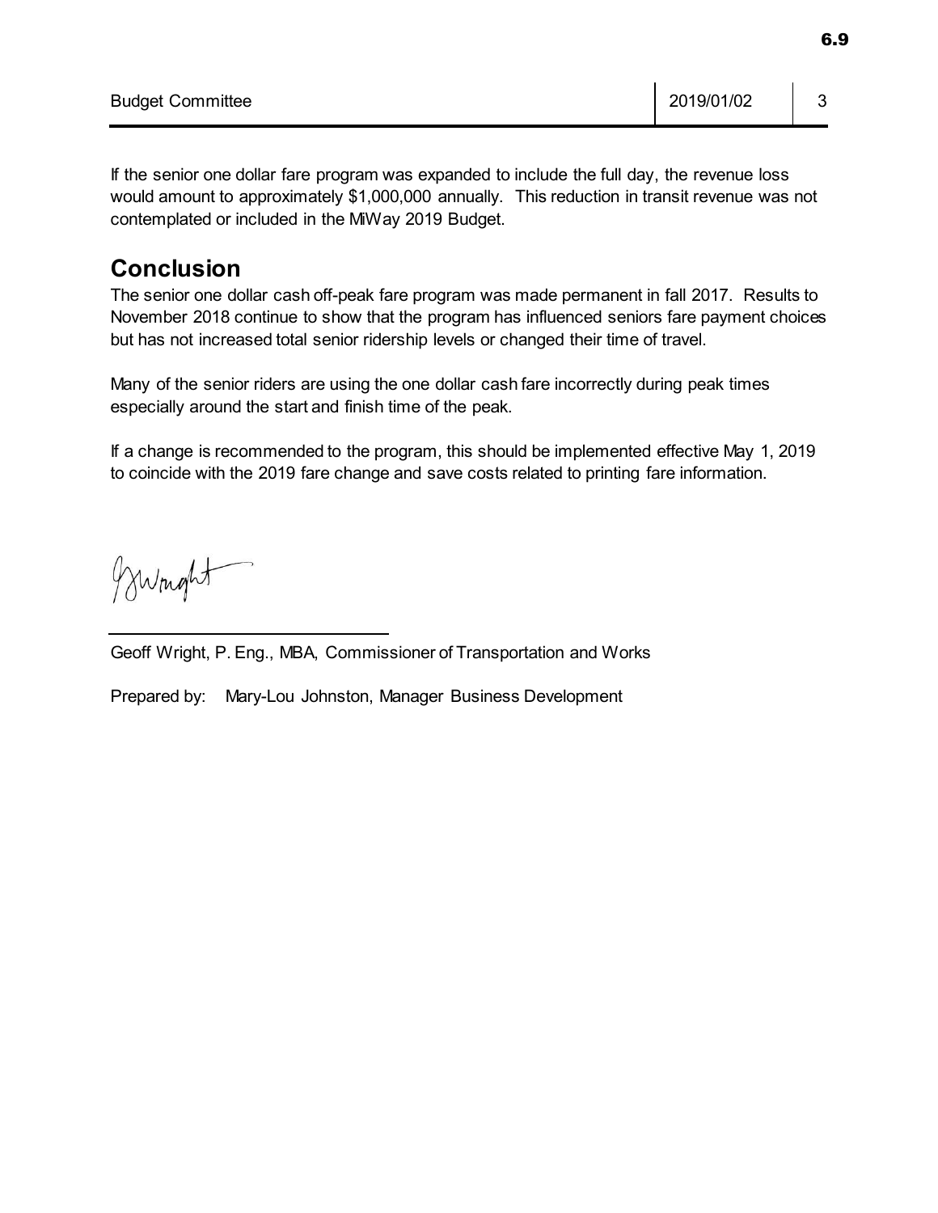If the senior one dollar fare program was expanded to include the full day, the revenue loss would amount to approximately $1,000,000 annually. This reduction in transit revenue was not contemplated or included in the MiWay 2019 Budget.

## Conclusion

The senior one dollar cash off-peak fare program was made permanent in fall 2017. Results to November 2018 continue to show that the program has influenced seniors fare payment choices but has not increased total senior ridership levels or changed their time of travel.

Many of the senior riders are using the one dollar cash fare incorrectly during peak times especially around the start and finish time of the peak.

If a change is recommended to the program, this should be implemented effective May 1, 2019 to coincide with the 2019 fare change and save costs related to printing fare information.

Geoff Wright, P. Eng., MBA, Commissioner of Transportation and Works

Prepared by: Mary-Lou Johnston, Manager Business Development